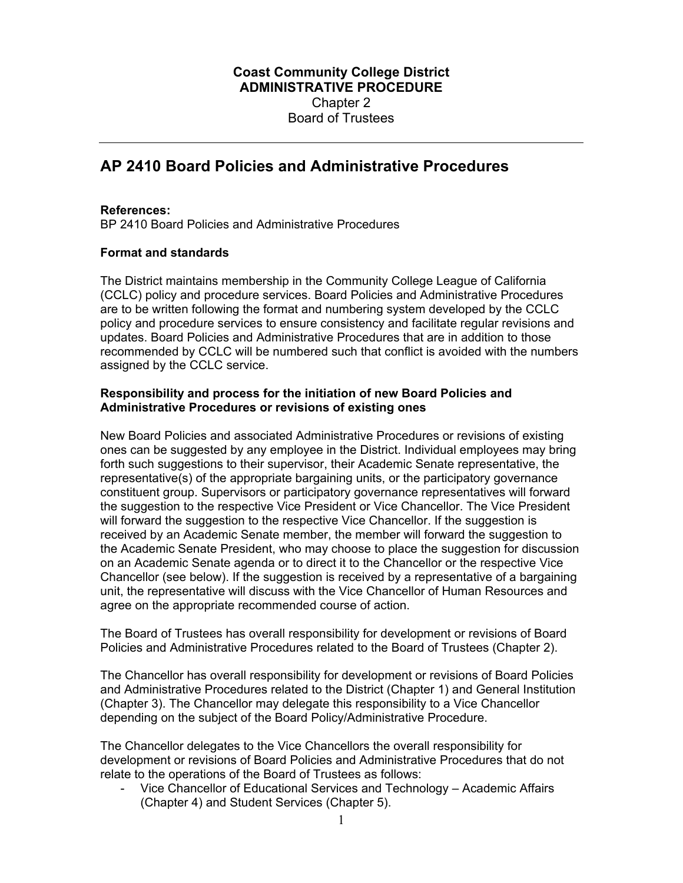**Coast Community College District**
**ADMINISTRATIVE PROCEDURE**
Chapter 2
Board of Trustees

---

# AP 2410 Board Policies and Administrative Procedures

**References:**
BP 2410 Board Policies and Administrative Procedures

**Format and standards**

The District maintains membership in the Community College League of California (CCLC) policy and procedure services. Board Policies and Administrative Procedures are to be written following the format and numbering system developed by the CCLC policy and procedure services to ensure consistency and facilitate regular revisions and updates. Board Policies and Administrative Procedures that are in addition to those recommended by CCLC will be numbered such that conflict is avoided with the numbers assigned by the CCLC service.

**Responsibility and process for the initiation of new Board Policies and Administrative Procedures or revisions of existing ones**

New Board Policies and associated Administrative Procedures or revisions of existing ones can be suggested by any employee in the District. Individual employees may bring forth such suggestions to their supervisor, their Academic Senate representative, the representative(s) of the appropriate bargaining units, or the participatory governance constituent group. Supervisors or participatory governance representatives will forward the suggestion to the respective Vice President or Vice Chancellor. The Vice President will forward the suggestion to the respective Vice Chancellor. If the suggestion is received by an Academic Senate member, the member will forward the suggestion to the Academic Senate President, who may choose to place the suggestion for discussion on an Academic Senate agenda or to direct it to the Chancellor or the respective Vice Chancellor (see below). If the suggestion is received by a representative of a bargaining unit, the representative will discuss with the Vice Chancellor of Human Resources and agree on the appropriate recommended course of action.

The Board of Trustees has overall responsibility for development or revisions of Board Policies and Administrative Procedures related to the Board of Trustees (Chapter 2).

The Chancellor has overall responsibility for development or revisions of Board Policies and Administrative Procedures related to the District (Chapter 1) and General Institution (Chapter 3). The Chancellor may delegate this responsibility to a Vice Chancellor depending on the subject of the Board Policy/Administrative Procedure.

The Chancellor delegates to the Vice Chancellors the overall responsibility for development or revisions of Board Policies and Administrative Procedures that do not relate to the operations of the Board of Trustees as follows:

- Vice Chancellor of Educational Services and Technology – Academic Affairs (Chapter 4) and Student Services (Chapter 5).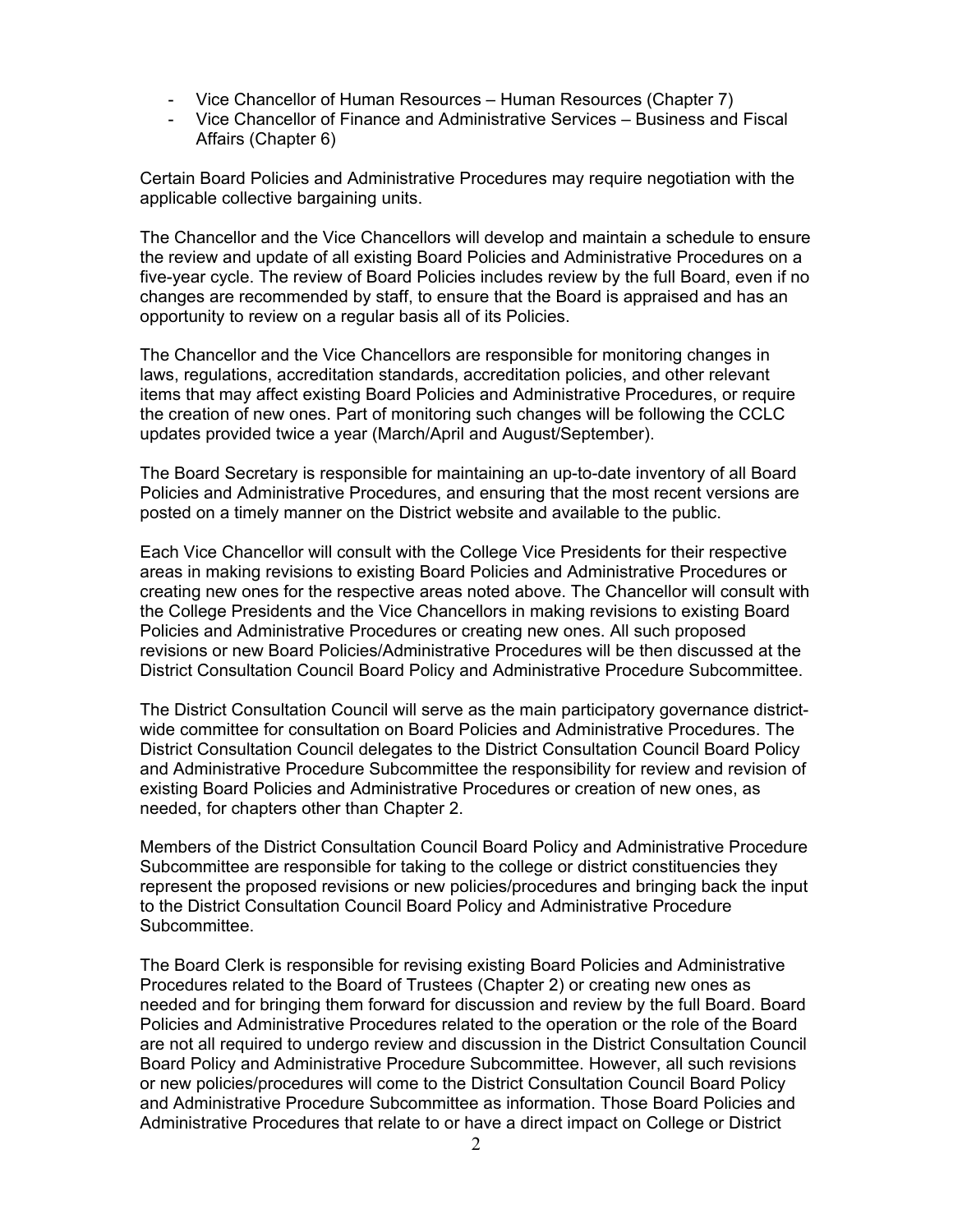- Vice Chancellor of Human Resources – Human Resources (Chapter 7)
- Vice Chancellor of Finance and Administrative Services – Business and Fiscal Affairs (Chapter 6)

Certain Board Policies and Administrative Procedures may require negotiation with the applicable collective bargaining units.

The Chancellor and the Vice Chancellors will develop and maintain a schedule to ensure the review and update of all existing Board Policies and Administrative Procedures on a five-year cycle. The review of Board Policies includes review by the full Board, even if no changes are recommended by staff, to ensure that the Board is appraised and has an opportunity to review on a regular basis all of its Policies.

The Chancellor and the Vice Chancellors are responsible for monitoring changes in laws, regulations, accreditation standards, accreditation policies, and other relevant items that may affect existing Board Policies and Administrative Procedures, or require the creation of new ones. Part of monitoring such changes will be following the CCLC updates provided twice a year (March/April and August/September).

The Board Secretary is responsible for maintaining an up-to-date inventory of all Board Policies and Administrative Procedures, and ensuring that the most recent versions are posted on a timely manner on the District website and available to the public.

Each Vice Chancellor will consult with the College Vice Presidents for their respective areas in making revisions to existing Board Policies and Administrative Procedures or creating new ones for the respective areas noted above. The Chancellor will consult with the College Presidents and the Vice Chancellors in making revisions to existing Board Policies and Administrative Procedures or creating new ones. All such proposed revisions or new Board Policies/Administrative Procedures will be then discussed at the District Consultation Council Board Policy and Administrative Procedure Subcommittee.

The District Consultation Council will serve as the main participatory governance district-wide committee for consultation on Board Policies and Administrative Procedures. The District Consultation Council delegates to the District Consultation Council Board Policy and Administrative Procedure Subcommittee the responsibility for review and revision of existing Board Policies and Administrative Procedures or creation of new ones, as needed, for chapters other than Chapter 2.

Members of the District Consultation Council Board Policy and Administrative Procedure Subcommittee are responsible for taking to the college or district constituencies they represent the proposed revisions or new policies/procedures and bringing back the input to the District Consultation Council Board Policy and Administrative Procedure Subcommittee.

The Board Clerk is responsible for revising existing Board Policies and Administrative Procedures related to the Board of Trustees (Chapter 2) or creating new ones as needed and for bringing them forward for discussion and review by the full Board. Board Policies and Administrative Procedures related to the operation or the role of the Board are not all required to undergo review and discussion in the District Consultation Council Board Policy and Administrative Procedure Subcommittee. However, all such revisions or new policies/procedures will come to the District Consultation Council Board Policy and Administrative Procedure Subcommittee as information. Those Board Policies and Administrative Procedures that relate to or have a direct impact on College or District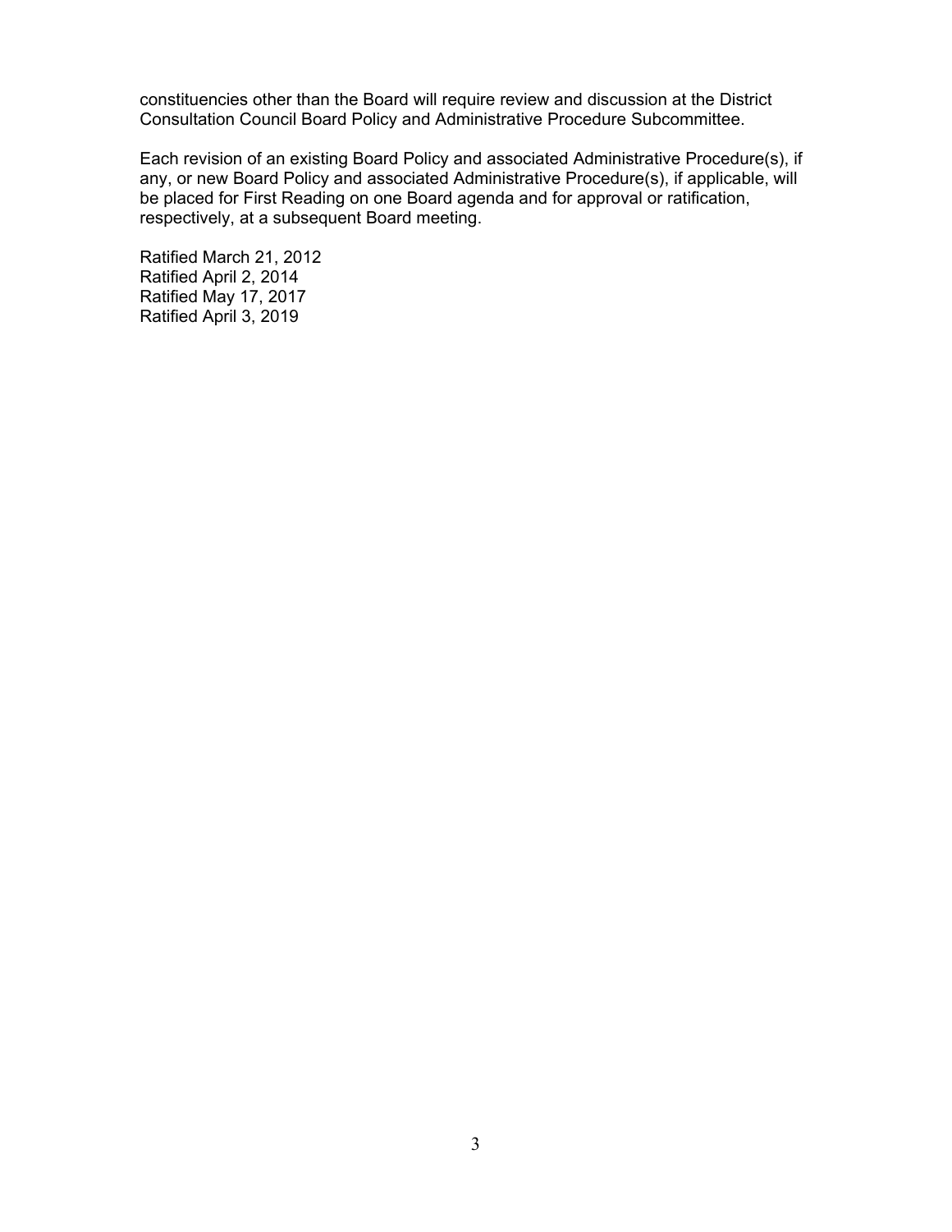constituencies other than the Board will require review and discussion at the District Consultation Council Board Policy and Administrative Procedure Subcommittee.

Each revision of an existing Board Policy and associated Administrative Procedure(s), if any, or new Board Policy and associated Administrative Procedure(s), if applicable, will be placed for First Reading on one Board agenda and for approval or ratification, respectively, at a subsequent Board meeting.

Ratified March 21, 2012
Ratified April 2, 2014
Ratified May 17, 2017
Ratified April 3, 2019